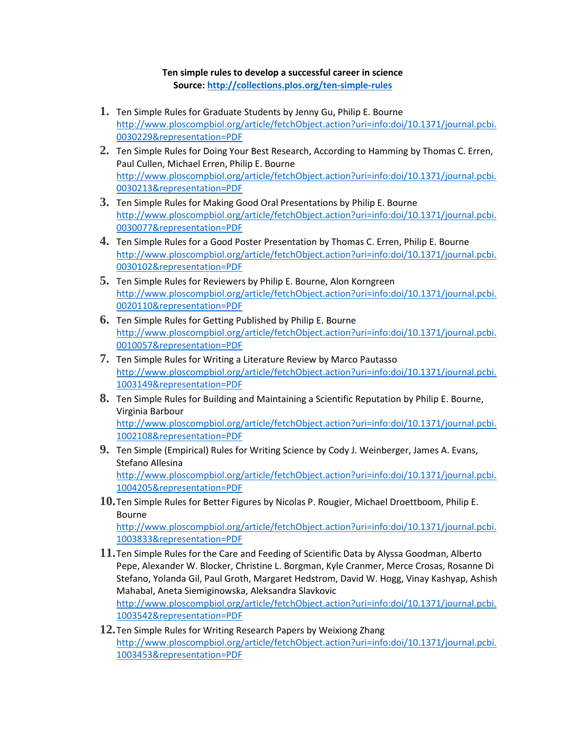**Ten simple rules to develop a successful career in science**
**Source: http://collections.plos.org/ten-simple-rules**

1. Ten Simple Rules for Graduate Students by Jenny Gu, Philip E. Bourne
   http://www.ploscompbiol.org/article/fetchObject.action?uri=info:doi/10.1371/journal.pcbi.0030229&representation=PDF
2. Ten Simple Rules for Doing Your Best Research, According to Hamming by Thomas C. Erren, Paul Cullen, Michael Erren, Philip E. Bourne
   http://www.ploscompbiol.org/article/fetchObject.action?uri=info:doi/10.1371/journal.pcbi.0030213&representation=PDF
3. Ten Simple Rules for Making Good Oral Presentations by Philip E. Bourne
   http://www.ploscompbiol.org/article/fetchObject.action?uri=info:doi/10.1371/journal.pcbi.0030077&representation=PDF
4. Ten Simple Rules for a Good Poster Presentation by Thomas C. Erren, Philip E. Bourne
   http://www.ploscompbiol.org/article/fetchObject.action?uri=info:doi/10.1371/journal.pcbi.0030102&representation=PDF
5. Ten Simple Rules for Reviewers by Philip E. Bourne, Alon Korngreen
   http://www.ploscompbiol.org/article/fetchObject.action?uri=info:doi/10.1371/journal.pcbi.0020110&representation=PDF
6. Ten Simple Rules for Getting Published by Philip E. Bourne
   http://www.ploscompbiol.org/article/fetchObject.action?uri=info:doi/10.1371/journal.pcbi.0010057&representation=PDF
7. Ten Simple Rules for Writing a Literature Review by Marco Pautasso
   http://www.ploscompbiol.org/article/fetchObject.action?uri=info:doi/10.1371/journal.pcbi.1003149&representation=PDF
8. Ten Simple Rules for Building and Maintaining a Scientific Reputation by Philip E. Bourne, Virginia Barbour
   http://www.ploscompbiol.org/article/fetchObject.action?uri=info:doi/10.1371/journal.pcbi.1002108&representation=PDF
9. Ten Simple (Empirical) Rules for Writing Science by Cody J. Weinberger, James A. Evans, Stefano Allesina
   http://www.ploscompbiol.org/article/fetchObject.action?uri=info:doi/10.1371/journal.pcbi.1004205&representation=PDF
10. Ten Simple Rules for Better Figures by Nicolas P. Rougier, Michael Droettboom, Philip E. Bourne
    http://www.ploscompbiol.org/article/fetchObject.action?uri=info:doi/10.1371/journal.pcbi.1003833&representation=PDF
11. Ten Simple Rules for the Care and Feeding of Scientific Data by Alyssa Goodman, Alberto Pepe, Alexander W. Blocker, Christine L. Borgman, Kyle Cranmer, Merce Crosas, Rosanne Di Stefano, Yolanda Gil, Paul Groth, Margaret Hedstrom, David W. Hogg, Vinay Kashyap, Ashish Mahabal, Aneta Siemiginowska, Aleksandra Slavkovic
    http://www.ploscompbiol.org/article/fetchObject.action?uri=info:doi/10.1371/journal.pcbi.1003542&representation=PDF
12. Ten Simple Rules for Writing Research Papers by Weixiong Zhang
    http://www.ploscompbiol.org/article/fetchObject.action?uri=info:doi/10.1371/journal.pcbi.1003453&representation=PDF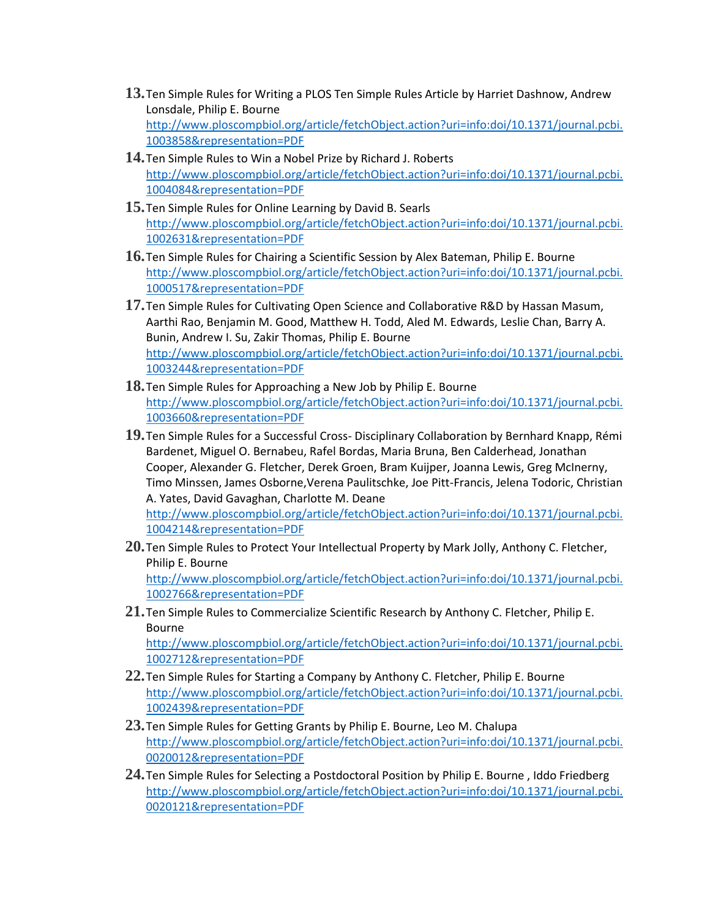13. Ten Simple Rules for Writing a PLOS Ten Simple Rules Article by Harriet Dashnow, Andrew Lonsdale, Philip E. Bourne
    http://www.ploscompbiol.org/article/fetchObject.action?uri=info:doi/10.1371/journal.pcbi.1003858&representation=PDF
14. Ten Simple Rules to Win a Nobel Prize by Richard J. Roberts
    http://www.ploscompbiol.org/article/fetchObject.action?uri=info:doi/10.1371/journal.pcbi.1004084&representation=PDF
15. Ten Simple Rules for Online Learning by David B. Searls
    http://www.ploscompbiol.org/article/fetchObject.action?uri=info:doi/10.1371/journal.pcbi.1002631&representation=PDF
16. Ten Simple Rules for Chairing a Scientific Session by Alex Bateman, Philip E. Bourne
    http://www.ploscompbiol.org/article/fetchObject.action?uri=info:doi/10.1371/journal.pcbi.1000517&representation=PDF
17. Ten Simple Rules for Cultivating Open Science and Collaborative R&D by Hassan Masum, Aarthi Rao, Benjamin M. Good, Matthew H. Todd, Aled M. Edwards, Leslie Chan, Barry A. Bunin, Andrew I. Su, Zakir Thomas, Philip E. Bourne
    http://www.ploscompbiol.org/article/fetchObject.action?uri=info:doi/10.1371/journal.pcbi.1003244&representation=PDF
18. Ten Simple Rules for Approaching a New Job by Philip E. Bourne
    http://www.ploscompbiol.org/article/fetchObject.action?uri=info:doi/10.1371/journal.pcbi.1003660&representation=PDF
19. Ten Simple Rules for a Successful Cross- Disciplinary Collaboration by Bernhard Knapp, Rémi Bardenet, Miguel O. Bernabeu, Rafel Bordas, Maria Bruna, Ben Calderhead, Jonathan Cooper, Alexander G. Fletcher, Derek Groen, Bram Kuijper, Joanna Lewis, Greg McInerny, Timo Minssen, James Osborne,Verena Paulitschke, Joe Pitt-Francis, Jelena Todoric, Christian A. Yates, David Gavaghan, Charlotte M. Deane
    http://www.ploscompbiol.org/article/fetchObject.action?uri=info:doi/10.1371/journal.pcbi.1004214&representation=PDF
20. Ten Simple Rules to Protect Your Intellectual Property by Mark Jolly, Anthony C. Fletcher, Philip E. Bourne
    http://www.ploscompbiol.org/article/fetchObject.action?uri=info:doi/10.1371/journal.pcbi.1002766&representation=PDF
21. Ten Simple Rules to Commercialize Scientific Research by Anthony C. Fletcher, Philip E. Bourne
    http://www.ploscompbiol.org/article/fetchObject.action?uri=info:doi/10.1371/journal.pcbi.1002712&representation=PDF
22. Ten Simple Rules for Starting a Company by Anthony C. Fletcher, Philip E. Bourne
    http://www.ploscompbiol.org/article/fetchObject.action?uri=info:doi/10.1371/journal.pcbi.1002439&representation=PDF
23. Ten Simple Rules for Getting Grants by Philip E. Bourne, Leo M. Chalupa
    http://www.ploscompbiol.org/article/fetchObject.action?uri=info:doi/10.1371/journal.pcbi.0020012&representation=PDF
24. Ten Simple Rules for Selecting a Postdoctoral Position by Philip E. Bourne , Iddo Friedberg
    http://www.ploscompbiol.org/article/fetchObject.action?uri=info:doi/10.1371/journal.pcbi.0020121&representation=PDF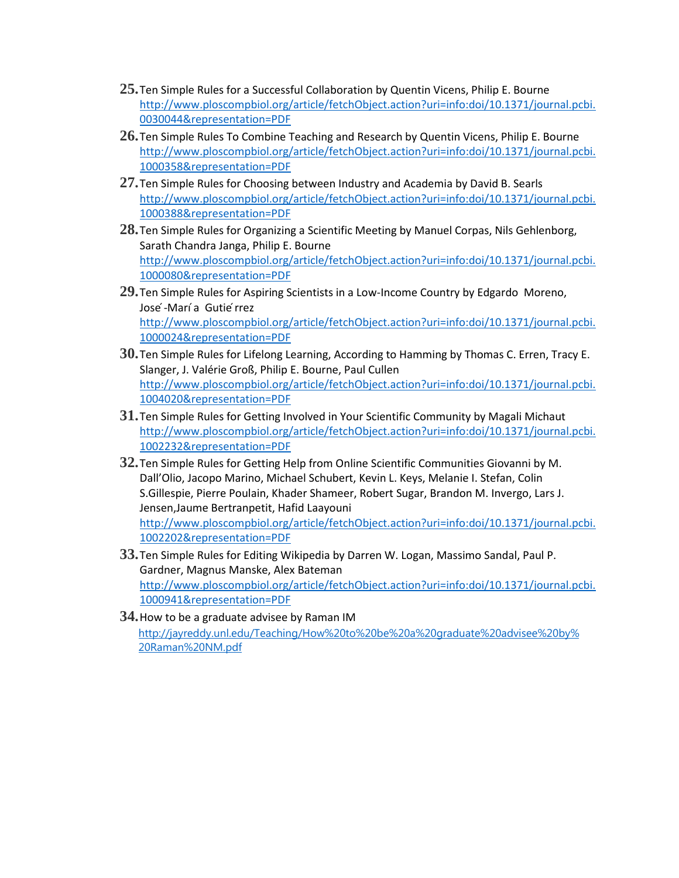25. Ten Simple Rules for a Successful Collaboration by Quentin Vicens, Philip E. Bourne
    http://www.ploscompbiol.org/article/fetchObject.action?uri=info:doi/10.1371/journal.pcbi.0030044&representation=PDF
26. Ten Simple Rules To Combine Teaching and Research by Quentin Vicens, Philip E. Bourne
    http://www.ploscompbiol.org/article/fetchObject.action?uri=info:doi/10.1371/journal.pcbi.1000358&representation=PDF
27. Ten Simple Rules for Choosing between Industry and Academia by David B. Searls
    http://www.ploscompbiol.org/article/fetchObject.action?uri=info:doi/10.1371/journal.pcbi.1000388&representation=PDF
28. Ten Simple Rules for Organizing a Scientific Meeting by Manuel Corpas, Nils Gehlenborg, Sarath Chandra Janga, Philip E. Bourne
    http://www.ploscompbiol.org/article/fetchObject.action?uri=info:doi/10.1371/journal.pcbi.1000080&representation=PDF
29. Ten Simple Rules for Aspiring Scientists in a Low-Income Country by Edgardo Moreno, José-María Gutiérrez
    http://www.ploscompbiol.org/article/fetchObject.action?uri=info:doi/10.1371/journal.pcbi.1000024&representation=PDF
30. Ten Simple Rules for Lifelong Learning, According to Hamming by Thomas C. Erren, Tracy E. Slanger, J. Valérie Groß, Philip E. Bourne, Paul Cullen
    http://www.ploscompbiol.org/article/fetchObject.action?uri=info:doi/10.1371/journal.pcbi.1004020&representation=PDF
31. Ten Simple Rules for Getting Involved in Your Scientific Community by Magali Michaut
    http://www.ploscompbiol.org/article/fetchObject.action?uri=info:doi/10.1371/journal.pcbi.1002232&representation=PDF
32. Ten Simple Rules for Getting Help from Online Scientific Communities Giovanni by M. Dall'Olio, Jacopo Marino, Michael Schubert, Kevin L. Keys, Melanie I. Stefan, Colin S.Gillespie, Pierre Poulain, Khader Shameer, Robert Sugar, Brandon M. Invergo, Lars J. Jensen,Jaume Bertranpetit, Hafid Laayouni
    http://www.ploscompbiol.org/article/fetchObject.action?uri=info:doi/10.1371/journal.pcbi.1002202&representation=PDF
33. Ten Simple Rules for Editing Wikipedia by Darren W. Logan, Massimo Sandal, Paul P. Gardner, Magnus Manske, Alex Bateman
    http://www.ploscompbiol.org/article/fetchObject.action?uri=info:doi/10.1371/journal.pcbi.1000941&representation=PDF
34. How to be a graduate advisee by Raman IM
    http://jayreddy.unl.edu/Teaching/How%20to%20be%20a%20graduate%20advisee%20by%20Raman%20NM.pdf